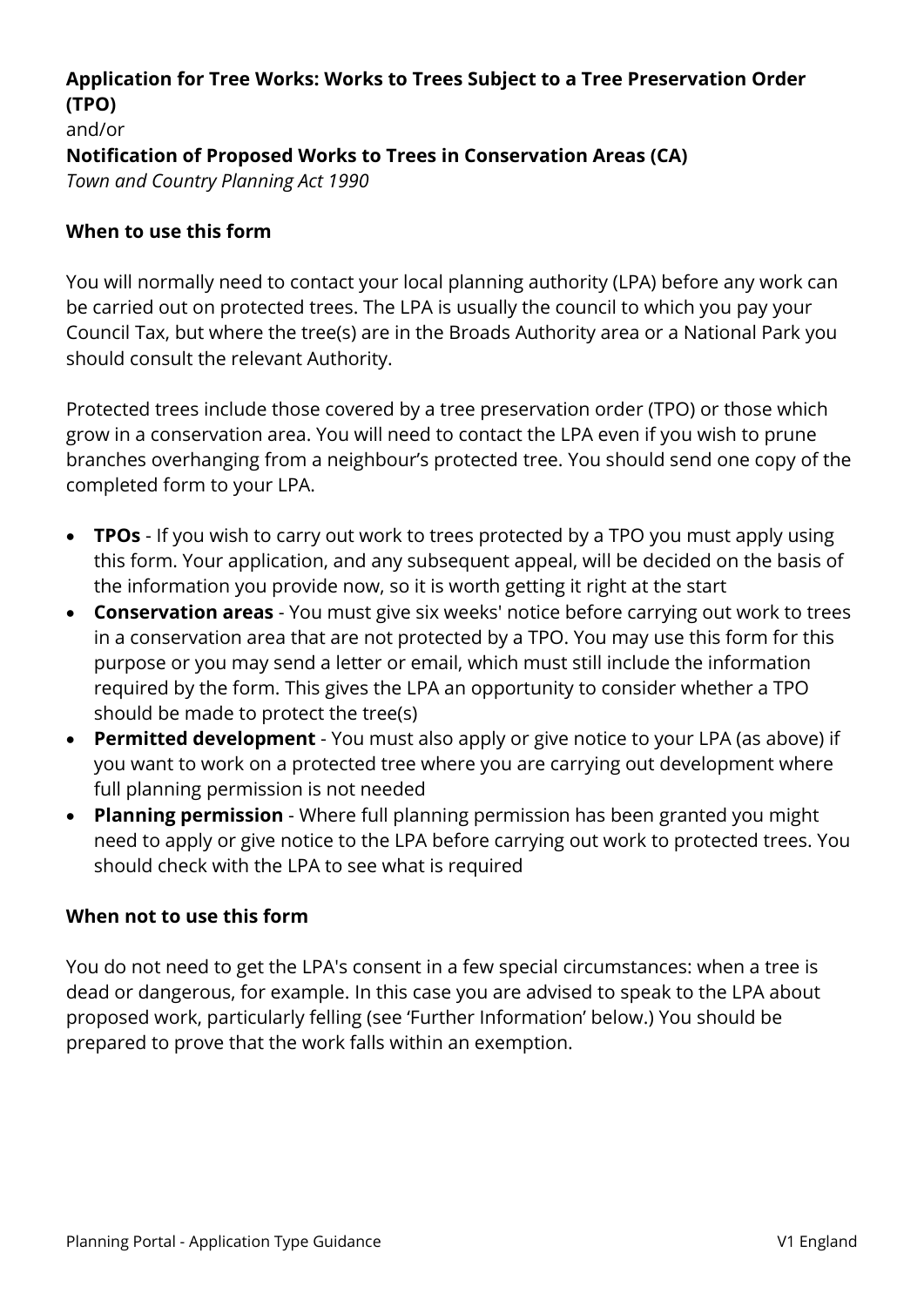**Application for Tree Works: Works to Trees Subject to a Tree Preservation Order (TPO)**

and/or

**Notification of Proposed Works to Trees in Conservation Areas (CA)**

*Town and Country Planning Act 1990*

### When to use this form

You will normally need to contact your local planning authority (LPA) before any work can be carried out on protected trees. The LPA is usually the council to which you pay your Council Tax, but where the tree(s) are in the Broads Authority area or a National Park you should consult the relevant Authority.

Protected trees include those covered by a tree preservation order (TPO) or those which grow in a conservation area. You will need to contact the LPA even if you wish to prune branches overhanging from a neighbour's protected tree. You should send one copy of the completed form to your LPA.

- **TPOs** - If you wish to carry out work to trees protected by a TPO you must apply using this form. Your application, and any subsequent appeal, will be decided on the basis of the information you provide now, so it is worth getting it right at the start
- **Conservation areas** - You must give six weeks' notice before carrying out work to trees in a conservation area that are not protected by a TPO. You may use this form for this purpose or you may send a letter or email, which must still include the information required by the form. This gives the LPA an opportunity to consider whether a TPO should be made to protect the tree(s)
- **Permitted development** - You must also apply or give notice to your LPA (as above) if you want to work on a protected tree where you are carrying out development where full planning permission is not needed
- **Planning permission** - Where full planning permission has been granted you might need to apply or give notice to the LPA before carrying out work to protected trees. You should check with the LPA to see what is required

### When not to use this form

You do not need to get the LPA's consent in a few special circumstances: when a tree is dead or dangerous, for example. In this case you are advised to speak to the LPA about proposed work, particularly felling (see 'Further Information' below.) You should be prepared to prove that the work falls within an exemption.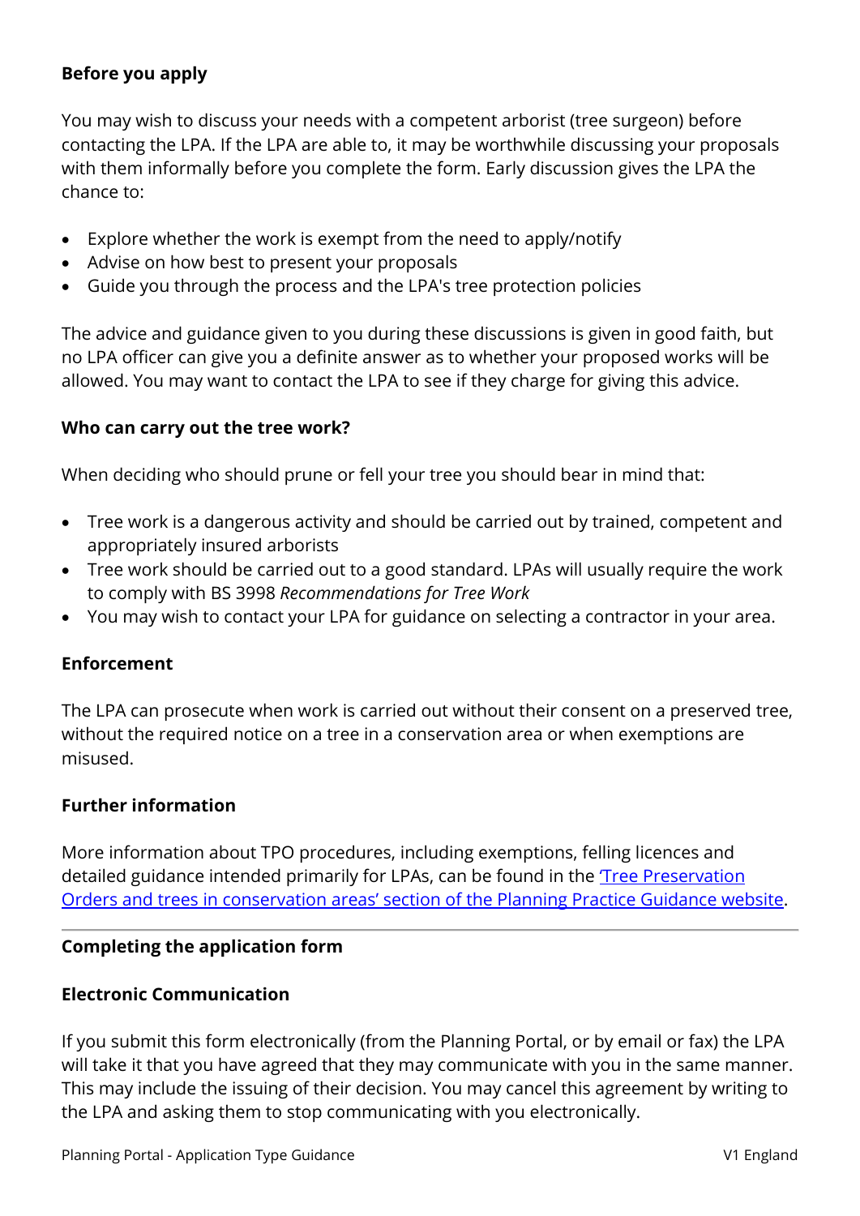**Before you apply**

You may wish to discuss your needs with a competent arborist (tree surgeon) before contacting the LPA. If the LPA are able to, it may be worthwhile discussing your proposals with them informally before you complete the form. Early discussion gives the LPA the chance to:

- Explore whether the work is exempt from the need to apply/notify
- Advise on how best to present your proposals
- Guide you through the process and the LPA's tree protection policies

The advice and guidance given to you during these discussions is given in good faith, but no LPA officer can give you a definite answer as to whether your proposed works will be allowed. You may want to contact the LPA to see if they charge for giving this advice.

**Who can carry out the tree work?**

When deciding who should prune or fell your tree you should bear in mind that:

- Tree work is a dangerous activity and should be carried out by trained, competent and appropriately insured arborists
- Tree work should be carried out to a good standard. LPAs will usually require the work to comply with BS 3998 *Recommendations for Tree Work*
- You may wish to contact your LPA for guidance on selecting a contractor in your area.

**Enforcement**

The LPA can prosecute when work is carried out without their consent on a preserved tree, without the required notice on a tree in a conservation area or when exemptions are misused.

**Further information**

More information about TPO procedures, including exemptions, felling licences and detailed guidance intended primarily for LPAs, can be found in the 'Tree Preservation Orders and trees in conservation areas' section of the Planning Practice Guidance website.

---

**Completing the application form**

**Electronic Communication**

If you submit this form electronically (from the Planning Portal, or by email or fax) the LPA will take it that you have agreed that they may communicate with you in the same manner. This may include the issuing of their decision. You may cancel this agreement by writing to the LPA and asking them to stop communicating with you electronically.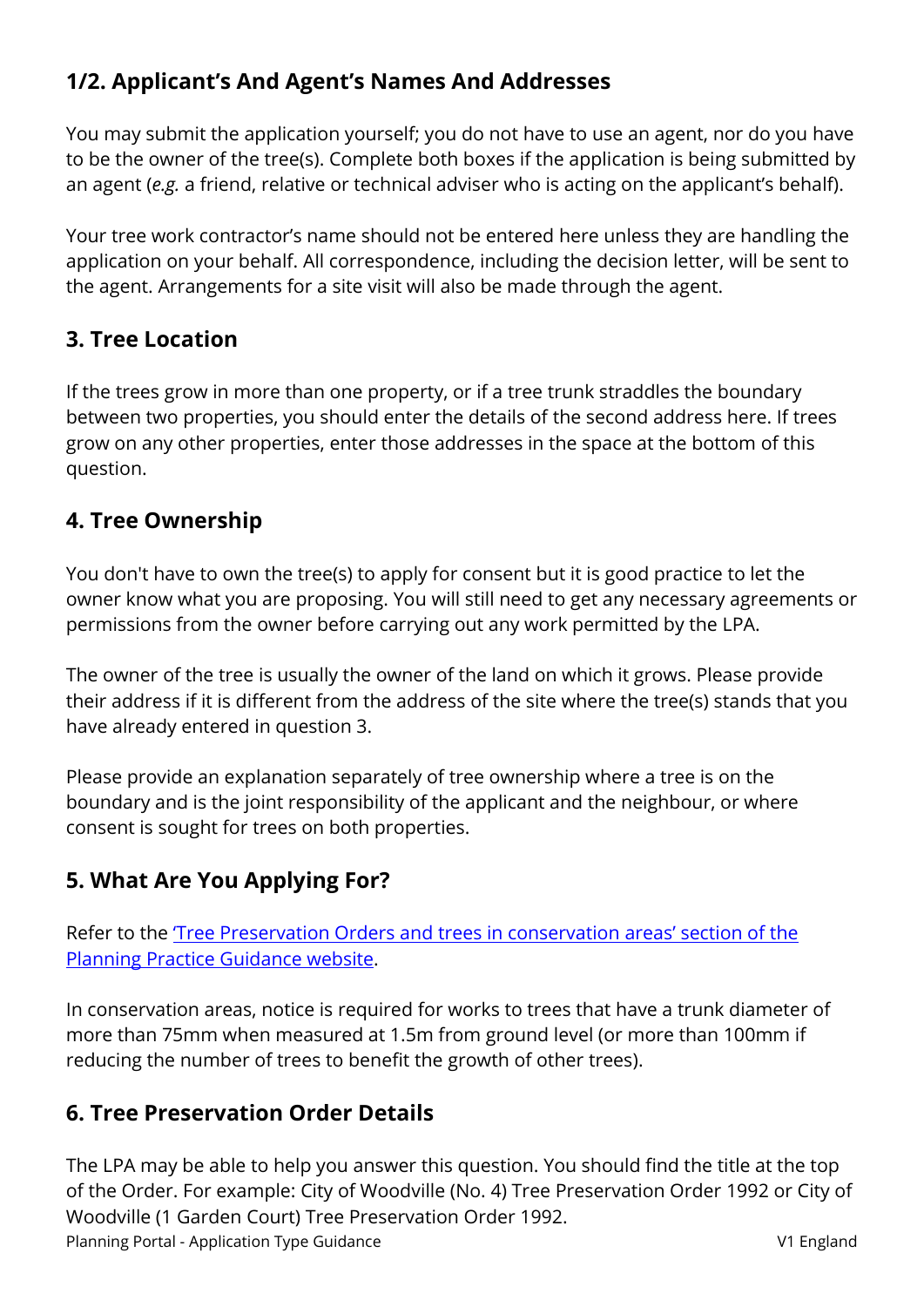## 1/2. Applicant's And Agent's Names And Addresses

You may submit the application yourself; you do not have to use an agent, nor do you have to be the owner of the tree(s). Complete both boxes if the application is being submitted by an agent (*e.g.* a friend, relative or technical adviser who is acting on the applicant's behalf).

Your tree work contractor's name should not be entered here unless they are handling the application on your behalf. All correspondence, including the decision letter, will be sent to the agent. Arrangements for a site visit will also be made through the agent.

## 3. Tree Location

If the trees grow in more than one property, or if a tree trunk straddles the boundary between two properties, you should enter the details of the second address here. If trees grow on any other properties, enter those addresses in the space at the bottom of this question.

## 4. Tree Ownership

You don't have to own the tree(s) to apply for consent but it is good practice to let the owner know what you are proposing. You will still need to get any necessary agreements or permissions from the owner before carrying out any work permitted by the LPA.

The owner of the tree is usually the owner of the land on which it grows. Please provide their address if it is different from the address of the site where the tree(s) stands that you have already entered in question 3.

Please provide an explanation separately of tree ownership where a tree is on the boundary and is the joint responsibility of the applicant and the neighbour, or where consent is sought for trees on both properties.

## 5. What Are You Applying For?

Refer to the 'Tree Preservation Orders and trees in conservation areas' section of the Planning Practice Guidance website.

In conservation areas, notice is required for works to trees that have a trunk diameter of more than 75mm when measured at 1.5m from ground level (or more than 100mm if reducing the number of trees to benefit the growth of other trees).

## 6. Tree Preservation Order Details

The LPA may be able to help you answer this question. You should find the title at the top of the Order. For example: City of Woodville (No. 4) Tree Preservation Order 1992 or City of Woodville (1 Garden Court) Tree Preservation Order 1992.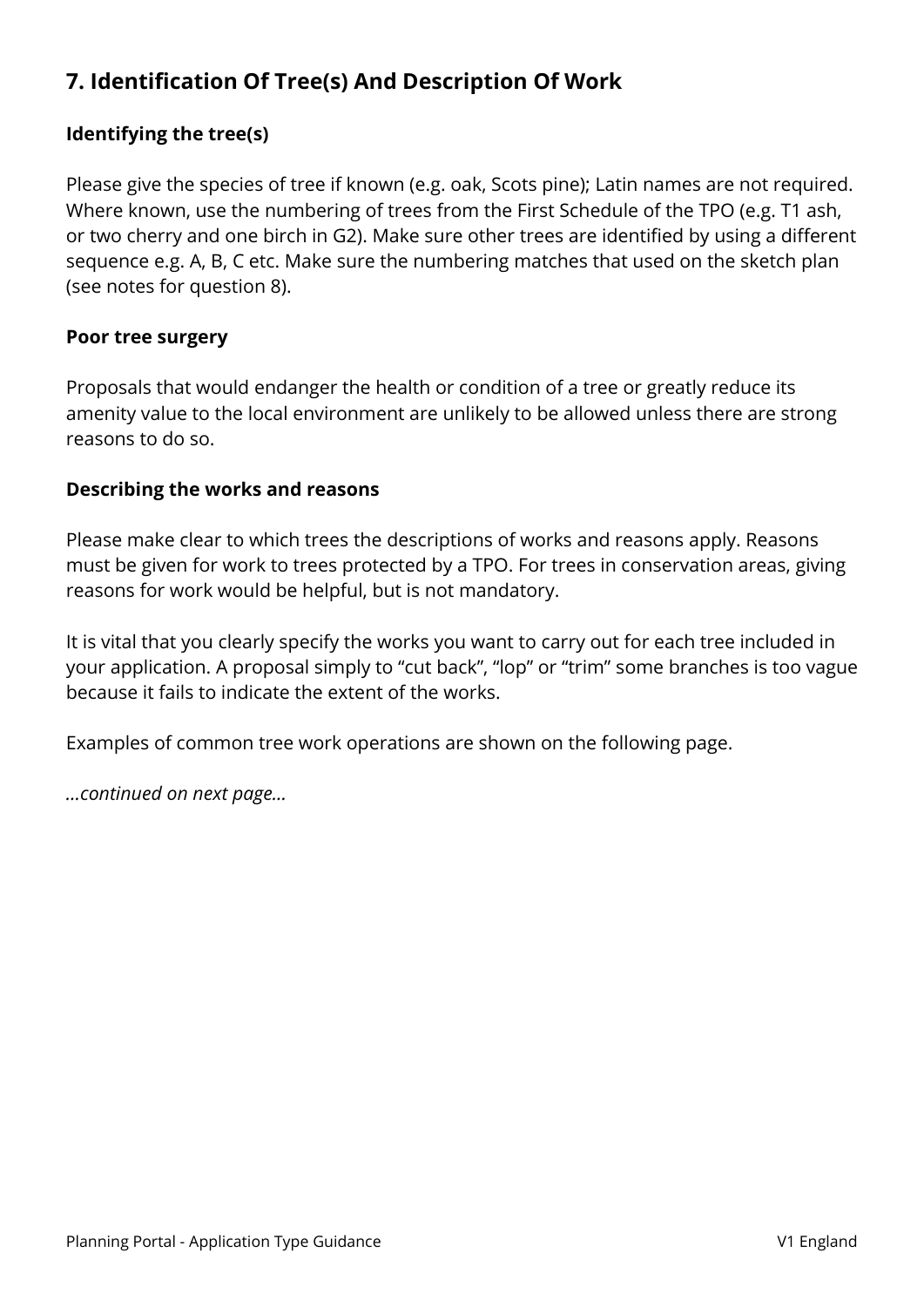## 7. Identification Of Tree(s) And Description Of Work

### Identifying the tree(s)

Please give the species of tree if known (e.g. oak, Scots pine); Latin names are not required. Where known, use the numbering of trees from the First Schedule of the TPO (e.g. T1 ash, or two cherry and one birch in G2). Make sure other trees are identified by using a different sequence e.g. A, B, C etc. Make sure the numbering matches that used on the sketch plan (see notes for question 8).

### Poor tree surgery

Proposals that would endanger the health or condition of a tree or greatly reduce its amenity value to the local environment are unlikely to be allowed unless there are strong reasons to do so.

### Describing the works and reasons

Please make clear to which trees the descriptions of works and reasons apply. Reasons must be given for work to trees protected by a TPO. For trees in conservation areas, giving reasons for work would be helpful, but is not mandatory.

It is vital that you clearly specify the works you want to carry out for each tree included in your application. A proposal simply to "cut back", "lop" or "trim" some branches is too vague because it fails to indicate the extent of the works.

Examples of common tree work operations are shown on the following page.

*...continued on next page...*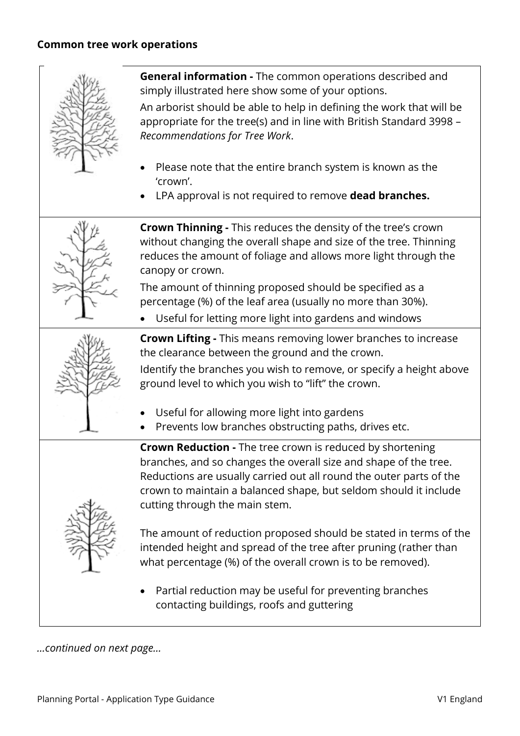**Common tree work operations**

**General information -** The common operations described and simply illustrated here show some of your options.

An arborist should be able to help in defining the work that will be appropriate for the tree(s) and in line with British Standard 3998 – *Recommendations for Tree Work*.

- Please note that the entire branch system is known as the 'crown'.
- LPA approval is not required to remove **dead branches.**

**Crown Thinning -** This reduces the density of the tree's crown without changing the overall shape and size of the tree. Thinning reduces the amount of foliage and allows more light through the canopy or crown.

The amount of thinning proposed should be specified as a percentage (%) of the leaf area (usually no more than 30%).

- Useful for letting more light into gardens and windows

**Crown Lifting -** This means removing lower branches to increase the clearance between the ground and the crown.

Identify the branches you wish to remove, or specify a height above ground level to which you wish to "lift" the crown.

- Useful for allowing more light into gardens
- Prevents low branches obstructing paths, drives etc.

**Crown Reduction -** The tree crown is reduced by shortening branches, and so changes the overall size and shape of the tree. Reductions are usually carried out all round the outer parts of the crown to maintain a balanced shape, but seldom should it include cutting through the main stem.

The amount of reduction proposed should be stated in terms of the intended height and spread of the tree after pruning (rather than what percentage (%) of the overall crown is to be removed).

- Partial reduction may be useful for preventing branches contacting buildings, roofs and guttering

*...continued on next page...*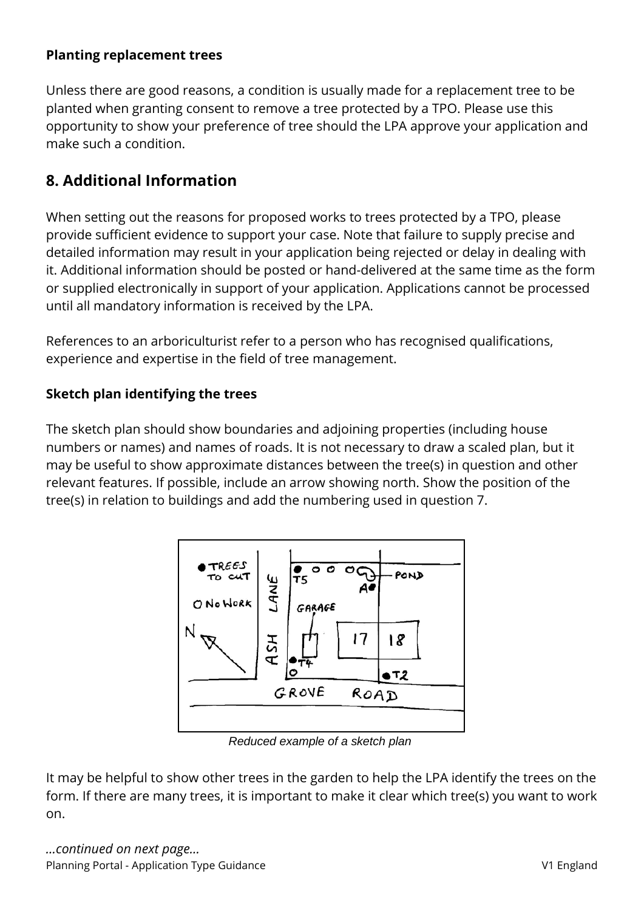**Planting replacement trees**

Unless there are good reasons, a condition is usually made for a replacement tree to be planted when granting consent to remove a tree protected by a TPO. Please use this opportunity to show your preference of tree should the LPA approve your application and make such a condition.

## 8. Additional Information

When setting out the reasons for proposed works to trees protected by a TPO, please provide sufficient evidence to support your case. Note that failure to supply precise and detailed information may result in your application being rejected or delay in dealing with it. Additional information should be posted or hand-delivered at the same time as the form or supplied electronically in support of your application. Applications cannot be processed until all mandatory information is received by the LPA.

References to an arboriculturist refer to a person who has recognised qualifications, experience and expertise in the field of tree management.

**Sketch plan identifying the trees**

The sketch plan should show boundaries and adjoining properties (including house numbers or names) and names of roads. It is not necessary to draw a scaled plan, but it may be useful to show approximate distances between the tree(s) in question and other relevant features. If possible, include an arrow showing north. Show the position of the tree(s) in relation to buildings and add the numbering used in question 7.

*Reduced example of a sketch plan*

It may be helpful to show other trees in the garden to help the LPA identify the trees on the form. If there are many trees, it is important to make it clear which tree(s) you want to work on.

*...continued on next page...*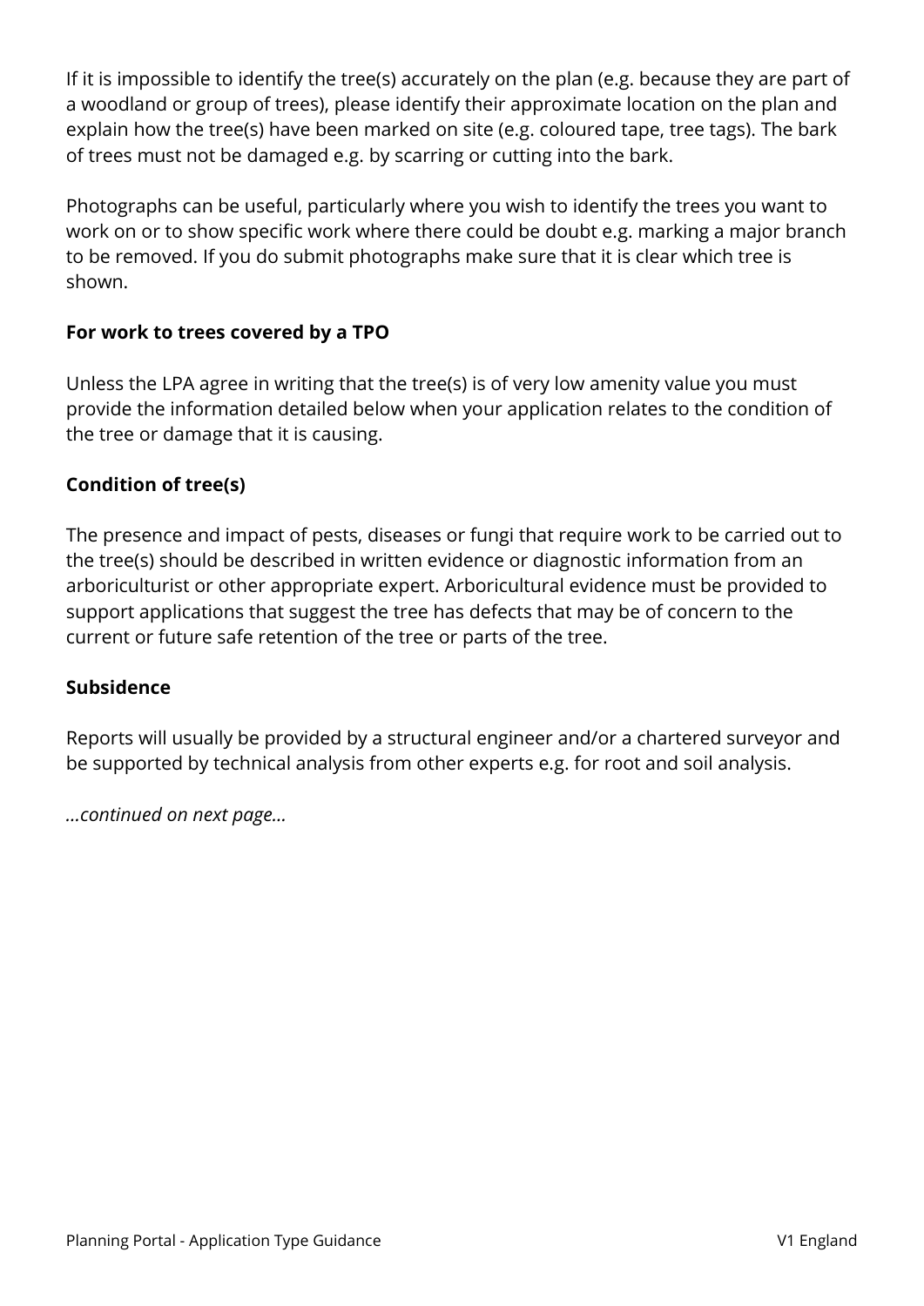If it is impossible to identify the tree(s) accurately on the plan (e.g. because they are part of a woodland or group of trees), please identify their approximate location on the plan and explain how the tree(s) have been marked on site (e.g. coloured tape, tree tags). The bark of trees must not be damaged e.g. by scarring or cutting into the bark.

Photographs can be useful, particularly where you wish to identify the trees you want to work on or to show specific work where there could be doubt e.g. marking a major branch to be removed. If you do submit photographs make sure that it is clear which tree is shown.

**For work to trees covered by a TPO**

Unless the LPA agree in writing that the tree(s) is of very low amenity value you must provide the information detailed below when your application relates to the condition of the tree or damage that it is causing.

**Condition of tree(s)**

The presence and impact of pests, diseases or fungi that require work to be carried out to the tree(s) should be described in written evidence or diagnostic information from an arboriculturist or other appropriate expert. Arboricultural evidence must be provided to support applications that suggest the tree has defects that may be of concern to the current or future safe retention of the tree or parts of the tree.

**Subsidence**

Reports will usually be provided by a structural engineer and/or a chartered surveyor and be supported by technical analysis from other experts e.g. for root and soil analysis.

*...continued on next page...*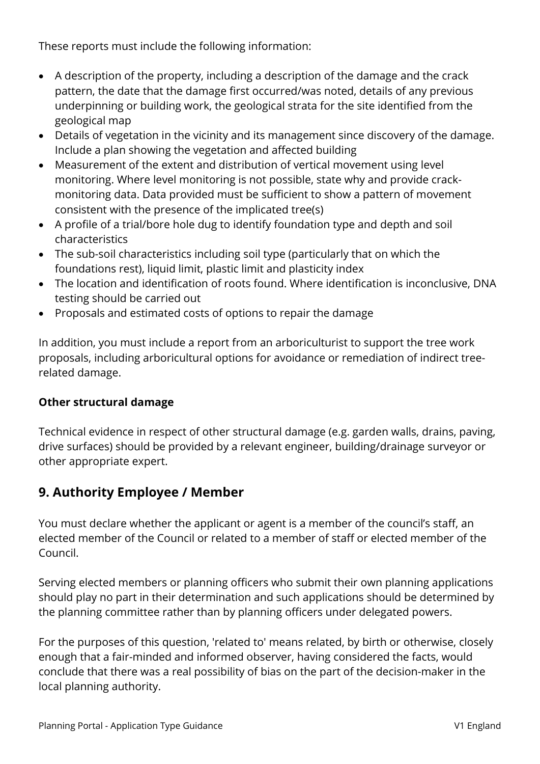These reports must include the following information:

- A description of the property, including a description of the damage and the crack pattern, the date that the damage first occurred/was noted, details of any previous underpinning or building work, the geological strata for the site identified from the geological map
- Details of vegetation in the vicinity and its management since discovery of the damage. Include a plan showing the vegetation and affected building
- Measurement of the extent and distribution of vertical movement using level monitoring. Where level monitoring is not possible, state why and provide crack-monitoring data. Data provided must be sufficient to show a pattern of movement consistent with the presence of the implicated tree(s)
- A profile of a trial/bore hole dug to identify foundation type and depth and soil characteristics
- The sub-soil characteristics including soil type (particularly that on which the foundations rest), liquid limit, plastic limit and plasticity index
- The location and identification of roots found. Where identification is inconclusive, DNA testing should be carried out
- Proposals and estimated costs of options to repair the damage

In addition, you must include a report from an arboriculturist to support the tree work proposals, including arboricultural options for avoidance or remediation of indirect tree-related damage.

**Other structural damage**

Technical evidence in respect of other structural damage (e.g. garden walls, drains, paving, drive surfaces) should be provided by a relevant engineer, building/drainage surveyor or other appropriate expert.

## 9. Authority Employee / Member

You must declare whether the applicant or agent is a member of the council's staff, an elected member of the Council or related to a member of staff or elected member of the Council.

Serving elected members or planning officers who submit their own planning applications should play no part in their determination and such applications should be determined by the planning committee rather than by planning officers under delegated powers.

For the purposes of this question, 'related to' means related, by birth or otherwise, closely enough that a fair-minded and informed observer, having considered the facts, would conclude that there was a real possibility of bias on the part of the decision-maker in the local planning authority.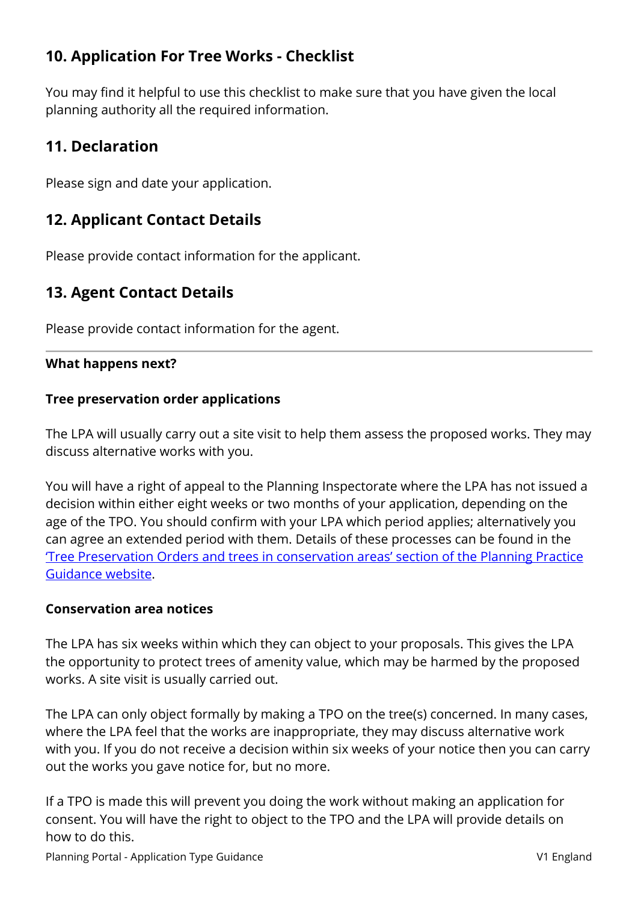## 10. Application For Tree Works - Checklist

You may find it helpful to use this checklist to make sure that you have given the local planning authority all the required information.

## 11. Declaration

Please sign and date your application.

## 12. Applicant Contact Details

Please provide contact information for the applicant.

## 13. Agent Contact Details

Please provide contact information for the agent.

---

**What happens next?**

**Tree preservation order applications**

The LPA will usually carry out a site visit to help them assess the proposed works. They may discuss alternative works with you.

You will have a right of appeal to the Planning Inspectorate where the LPA has not issued a decision within either eight weeks or two months of your application, depending on the age of the TPO. You should confirm with your LPA which period applies; alternatively you can agree an extended period with them. Details of these processes can be found in the 'Tree Preservation Orders and trees in conservation areas' section of the Planning Practice Guidance website.

**Conservation area notices**

The LPA has six weeks within which they can object to your proposals. This gives the LPA the opportunity to protect trees of amenity value, which may be harmed by the proposed works. A site visit is usually carried out.

The LPA can only object formally by making a TPO on the tree(s) concerned. In many cases, where the LPA feel that the works are inappropriate, they may discuss alternative work with you. If you do not receive a decision within six weeks of your notice then you can carry out the works you gave notice for, but no more.

If a TPO is made this will prevent you doing the work without making an application for consent. You will have the right to object to the TPO and the LPA will provide details on how to do this.